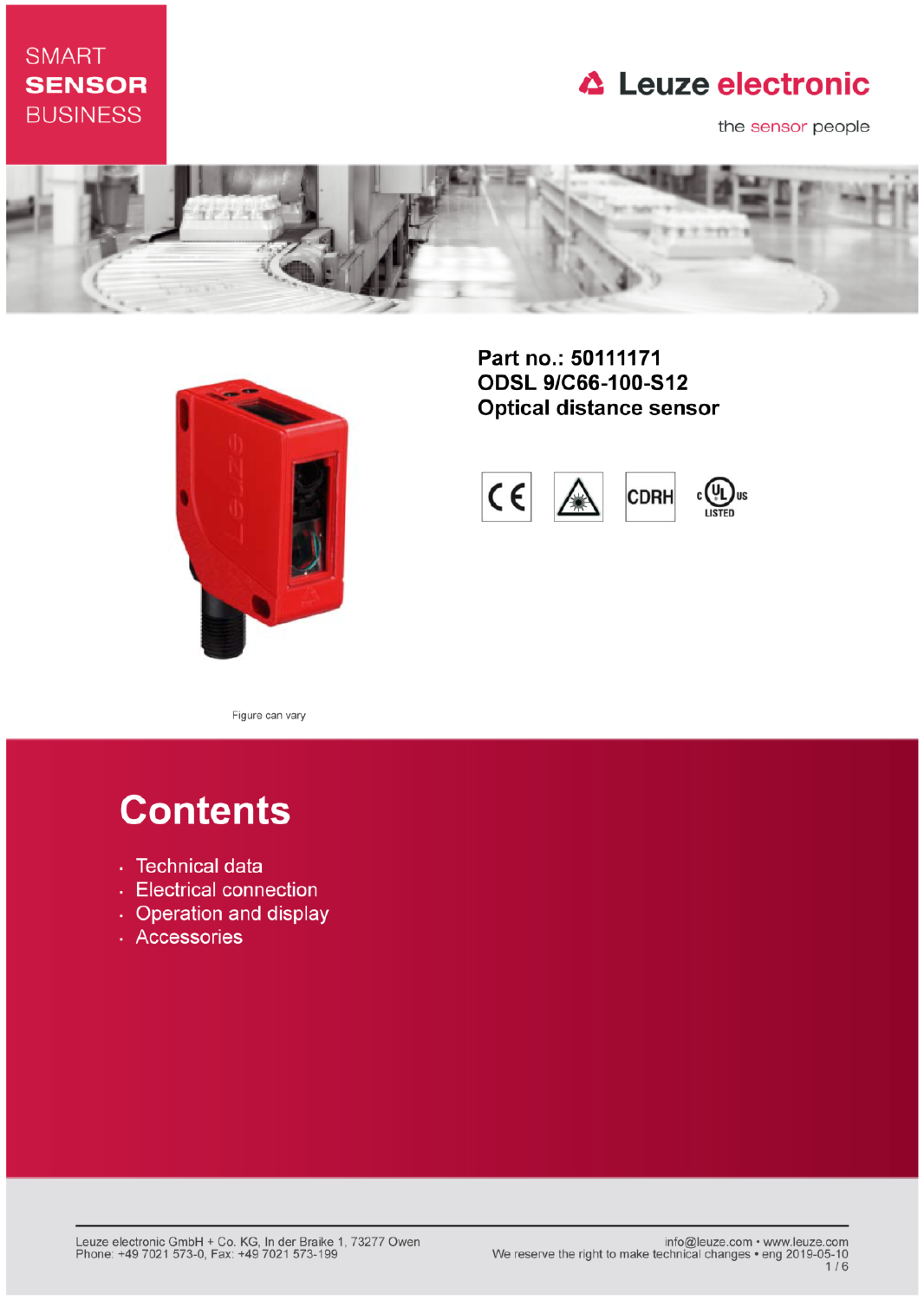SMART
**SENSOR**
BUSINESS

Leuze electronic

the sensor people

**Part no.: 50111171**
**ODSL 9/C66-100-S12**
**Optical distance sensor**

Figure can vary

# Contents

- Technical data
- Electrical connection
- Operation and display
- Accessories

Leuze electronic GmbH + Co. KG, In der Braike 1, 73277 Owen
Phone: +49 7021 573-0, Fax: +49 7021 573-199

info@leuze.com • www.leuze.com
We reserve the right to make technical changes • eng 2019-05-10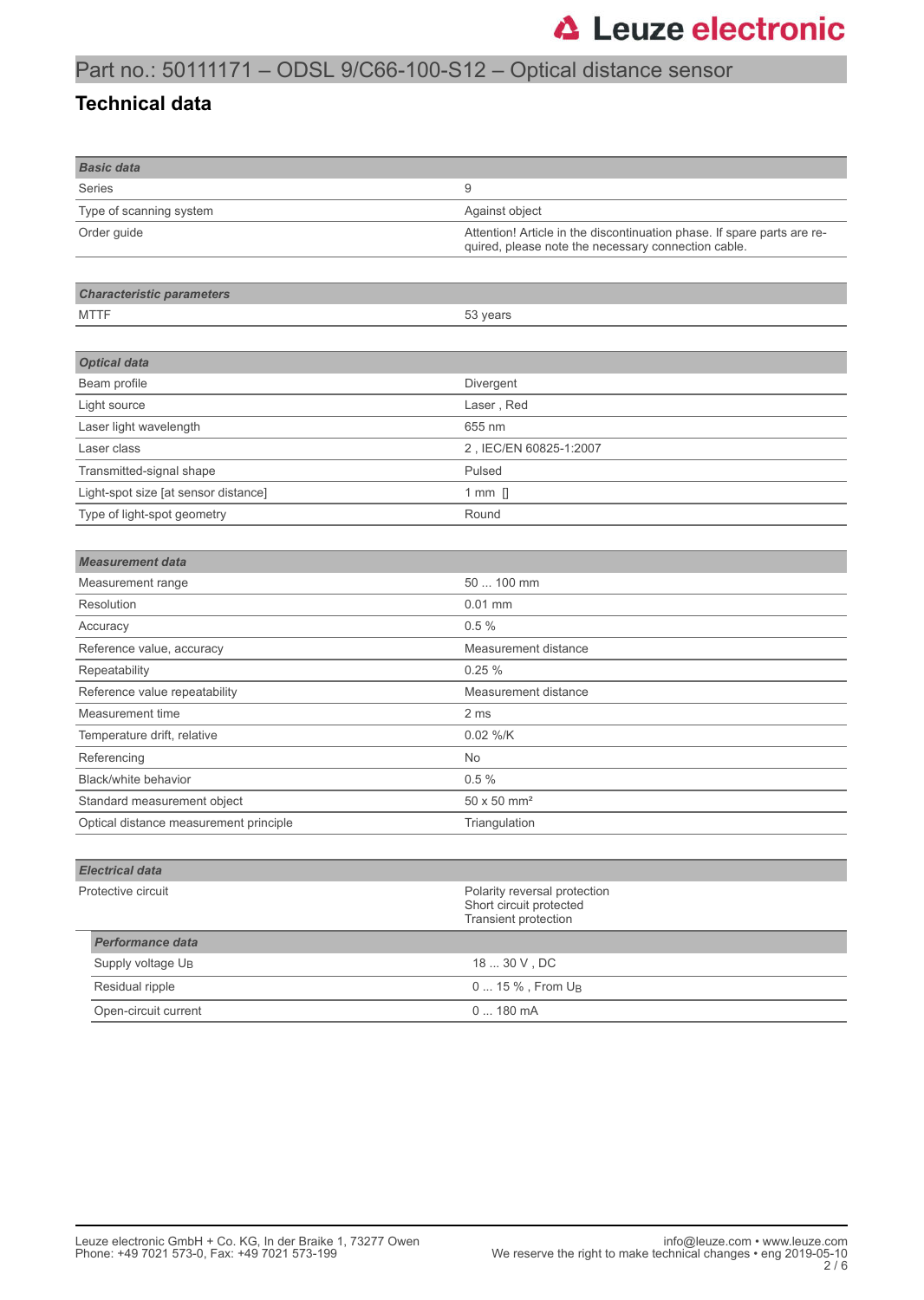# Part no.: 50111171 – ODSL 9/C66-100-S12 – Optical distance sensor

## Technical data

| ***Basic data*** | |
|---|---|
| Series | 9 |
| Type of scanning system | Against object |
| Order guide | Attention! Article in the discontinuation phase. If spare parts are required, please note the necessary connection cable. |

| ***Characteristic parameters*** | |
|---|---|
| MTTF | 53 years |

| ***Optical data*** | |
|---|---|
| Beam profile | Divergent |
| Light source | Laser , Red |
| Laser light wavelength | 655 nm |
| Laser class | 2 , IEC/EN 60825-1:2007 |
| Transmitted-signal shape | Pulsed |
| Light-spot size [at sensor distance] | 1 mm [] |
| Type of light-spot geometry | Round |

| ***Measurement data*** | |
|---|---|
| Measurement range | 50 ... 100 mm |
| Resolution | 0.01 mm |
| Accuracy | 0.5 % |
| Reference value, accuracy | Measurement distance |
| Repeatability | 0.25 % |
| Reference value repeatability | Measurement distance |
| Measurement time | 2 ms |
| Temperature drift, relative | 0.02 %/K |
| Referencing | No |
| Black/white behavior | 0.5 % |
| Standard measurement object | 50 x 50 mm² |
| Optical distance measurement principle | Triangulation |

| ***Electrical data*** | |
|---|---|
| Protective circuit | Polarity reversal protection<br>Short circuit protected<br>Transient protection |

| ***Performance data*** | |
|---|---|
| Supply voltage $U_B$ | 18 ... 30 V , DC |
| Residual ripple | 0 ... 15 % , From $U_B$ |
| Open-circuit current | 0 ... 180 mA |

Leuze electronic GmbH + Co. KG, In der Braike 1, 73277 Owen
Phone: +49 7021 573-0, Fax: +49 7021 573-199

info@leuze.com • www.leuze.com
We reserve the right to make technical changes • eng 2019-05-10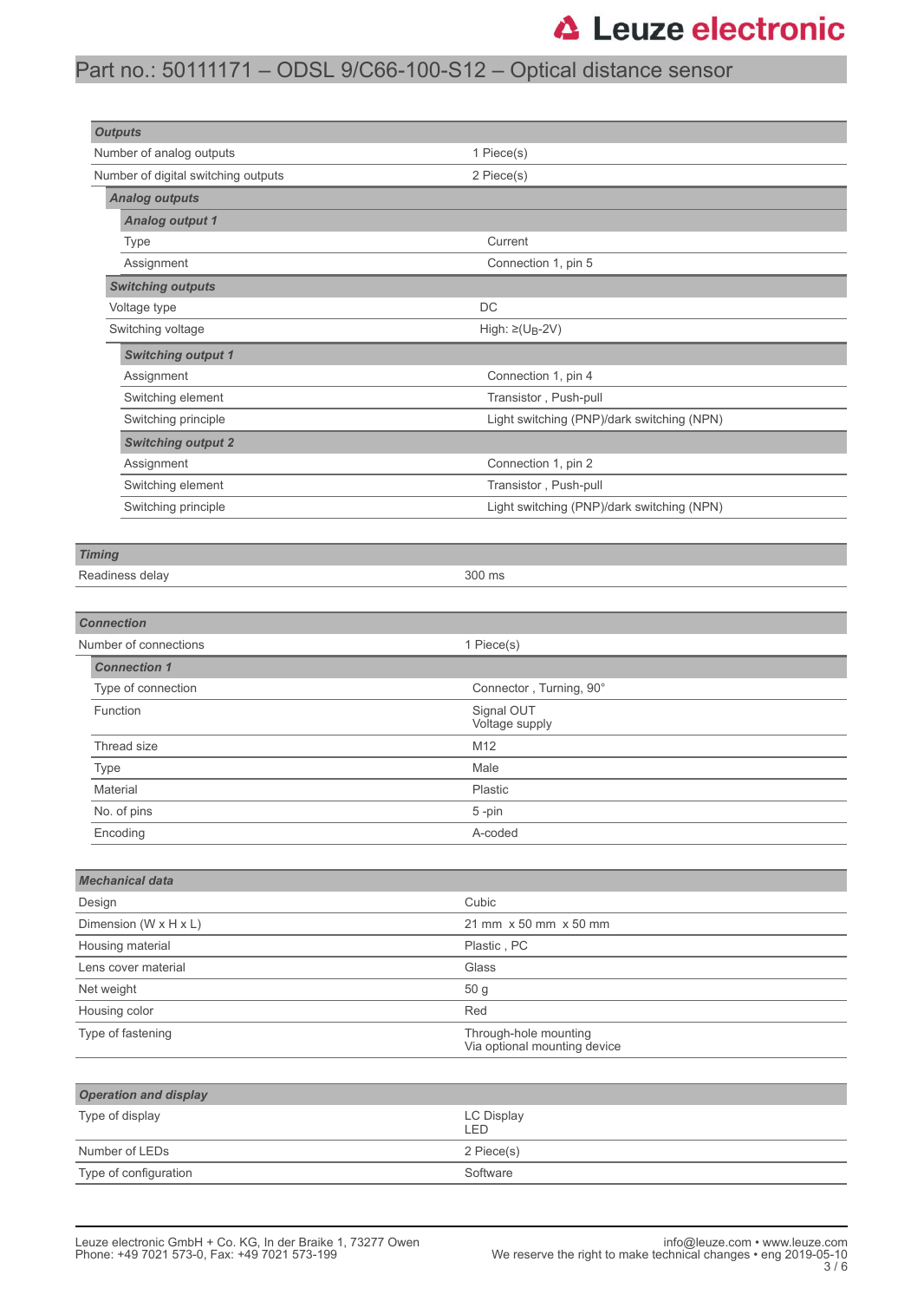# Part no.: 50111171 – ODSL 9/C66-100-S12 – Optical distance sensor

| Outputs | |
|---|---|
| Number of analog outputs | 1 Piece(s) |
| Number of digital switching outputs | 2 Piece(s) |
| **Analog outputs** | |
| **Analog output 1** | |
| Type | Current |
| Assignment | Connection 1, pin 5 |
| **Switching outputs** | |
| Voltage type | DC |
| Switching voltage | High: ≥($U_B$-2V) |
| **Switching output 1** | |
| Assignment | Connection 1, pin 4 |
| Switching element | Transistor , Push-pull |
| Switching principle | Light switching (PNP)/dark switching (NPN) |
| **Switching output 2** | |
| Assignment | Connection 1, pin 2 |
| Switching element | Transistor , Push-pull |
| Switching principle | Light switching (PNP)/dark switching (NPN) |

| Timing | |
|---|---|
| Readiness delay | 300 ms |

| Connection | |
|---|---|
| Number of connections | 1 Piece(s) |
| **Connection 1** | |
| Type of connection | Connector , Turning, 90° |
| Function | Signal OUT<br>Voltage supply |
| Thread size | M12 |
| Type | Male |
| Material | Plastic |
| No. of pins | 5 -pin |
| Encoding | A-coded |

| Mechanical data | |
|---|---|
| Design | Cubic |
| Dimension (W x H x L) | 21 mm x 50 mm x 50 mm |
| Housing material | Plastic , PC |
| Lens cover material | Glass |
| Net weight | 50 g |
| Housing color | Red |
| Type of fastening | Through-hole mounting<br>Via optional mounting device |

| Operation and display | |
|---|---|
| Type of display | LC Display<br>LED |
| Number of LEDs | 2 Piece(s) |
| Type of configuration | Software |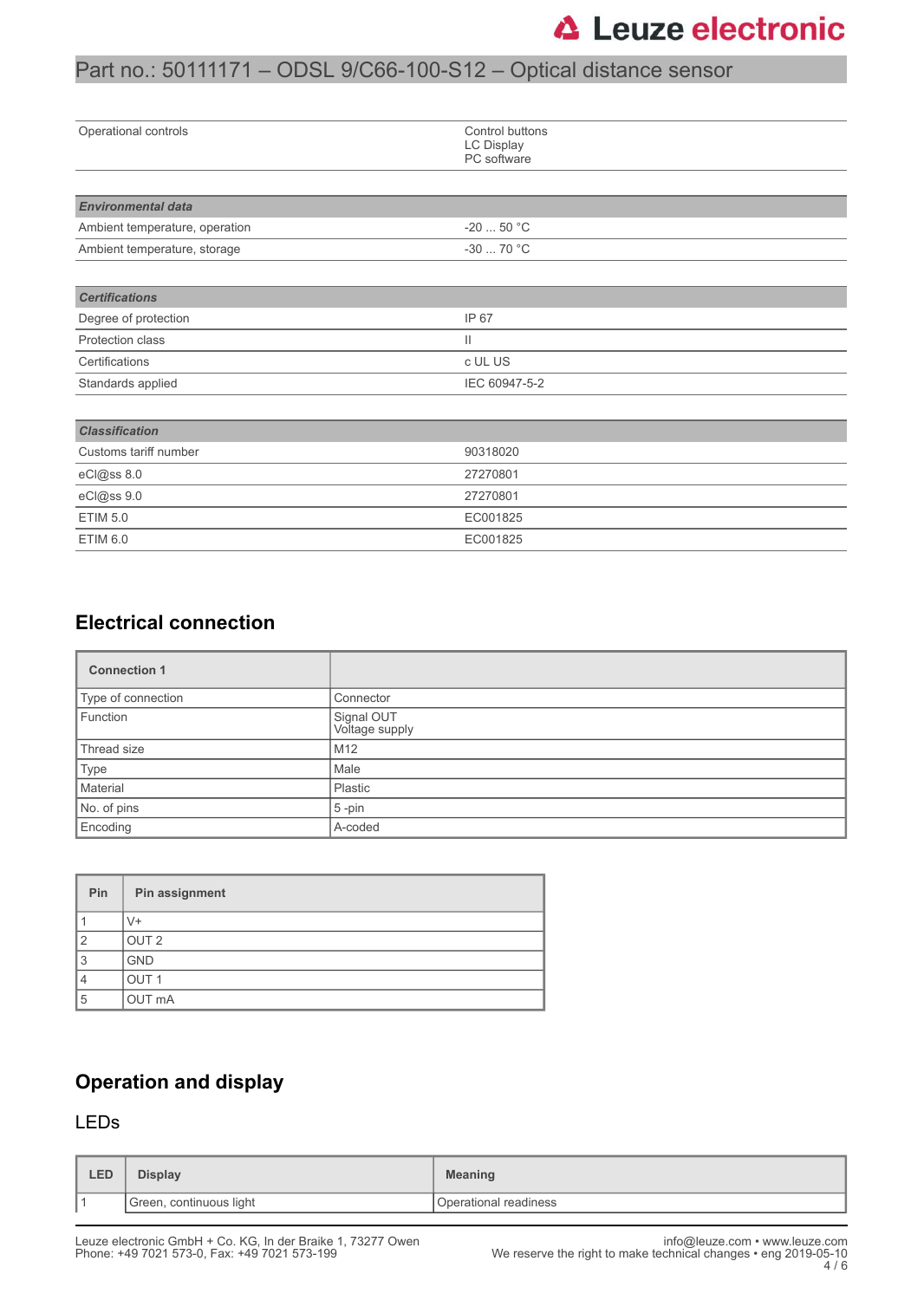| | |
|---|---|
| Operational controls | Control buttons<br>LC Display<br>PC software |

| ***Environmental data*** | |
|---|---|
| Ambient temperature, operation | -20 ... 50 °C |
| Ambient temperature, storage | -30 ... 70 °C |

| ***Certifications*** | |
|---|---|
| Degree of protection | IP 67 |
| Protection class | II |
| Certifications | c UL US |
| Standards applied | IEC 60947-5-2 |

| ***Classification*** | |
|---|---|
| Customs tariff number | 90318020 |
| eCl@ss 8.0 | 27270801 |
| eCl@ss 9.0 | 27270801 |
| ETIM 5.0 | EC001825 |
| ETIM 6.0 | EC001825 |

## Electrical connection

| **Connection 1** | |
|---|---|
| Type of connection | Connector |
| Function | Signal OUT<br>Voltage supply |
| Thread size | M12 |
| Type | Male |
| Material | Plastic |
| No. of pins | 5 -pin |
| Encoding | A-coded |

| Pin | Pin assignment |
|---|---|
| 1 | V+ |
| 2 | OUT 2 |
| 3 | GND |
| 4 | OUT 1 |
| 5 | OUT mA |

## Operation and display

### LEDs

| LED | Display | Meaning |
|---|---|---|
| 1 | Green, continuous light | Operational readiness |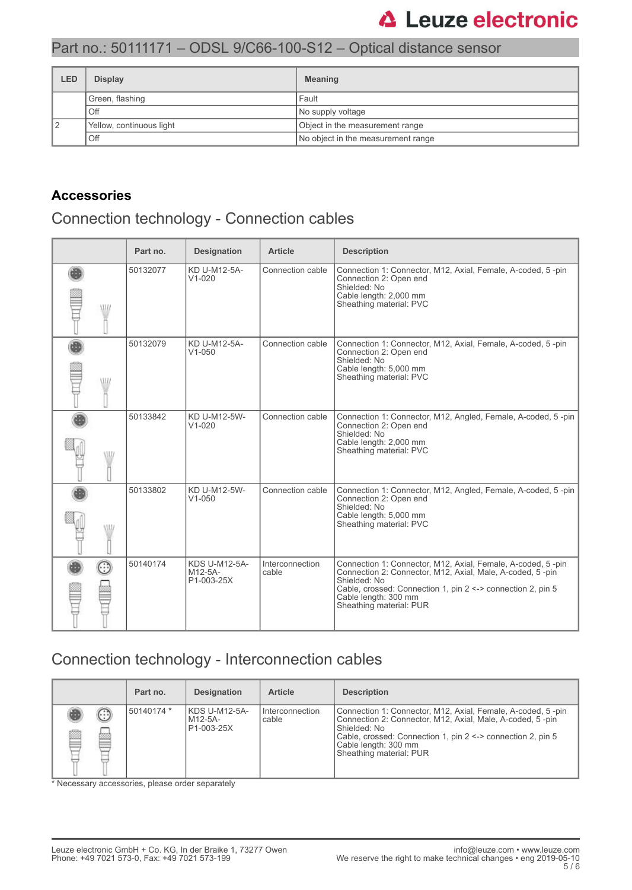| LED | Display | Meaning |
|---|---|---|
| | Green, flashing | Fault |
| | Off | No supply voltage |
| 2 | Yellow, continuous light | Object in the measurement range |
| | Off | No object in the measurement range |

## Accessories

### Connection technology - Connection cables

| | Part no. | Designation | Article | Description |
|---|---|---|---|---|
| | 50132077 | KD U-M12-5A-V1-020 | Connection cable | Connection 1: Connector, M12, Axial, Female, A-coded, 5 -pin<br>Connection 2: Open end<br>Shielded: No<br>Cable length: 2,000 mm<br>Sheathing material: PVC |
| | 50132079 | KD U-M12-5A-V1-050 | Connection cable | Connection 1: Connector, M12, Axial, Female, A-coded, 5 -pin<br>Connection 2: Open end<br>Shielded: No<br>Cable length: 5,000 mm<br>Sheathing material: PVC |
| | 50133842 | KD U-M12-5W-V1-020 | Connection cable | Connection 1: Connector, M12, Angled, Female, A-coded, 5 -pin<br>Connection 2: Open end<br>Shielded: No<br>Cable length: 2,000 mm<br>Sheathing material: PVC |
| | 50133802 | KD U-M12-5W-V1-050 | Connection cable | Connection 1: Connector, M12, Angled, Female, A-coded, 5 -pin<br>Connection 2: Open end<br>Shielded: No<br>Cable length: 5,000 mm<br>Sheathing material: PVC |
| | 50140174 | KDS U-M12-5A-M12-5A-P1-003-25X | Interconnection cable | Connection 1: Connector, M12, Axial, Female, A-coded, 5 -pin<br>Connection 2: Connector, M12, Axial, Male, A-coded, 5 -pin<br>Shielded: No<br>Cable, crossed: Connection 1, pin 2 <-> connection 2, pin 5<br>Cable length: 300 mm<br>Sheathing material: PUR |

### Connection technology - Interconnection cables

| | Part no. | Designation | Article | Description |
|---|---|---|---|---|
| | 50140174 * | KDS U-M12-5A-M12-5A-P1-003-25X | Interconnection cable | Connection 1: Connector, M12, Axial, Female, A-coded, 5 -pin<br>Connection 2: Connector, M12, Axial, Male, A-coded, 5 -pin<br>Shielded: No<br>Cable, crossed: Connection 1, pin 2 <-> connection 2, pin 5<br>Cable length: 300 mm<br>Sheathing material: PUR |

* Necessary accessories, please order separately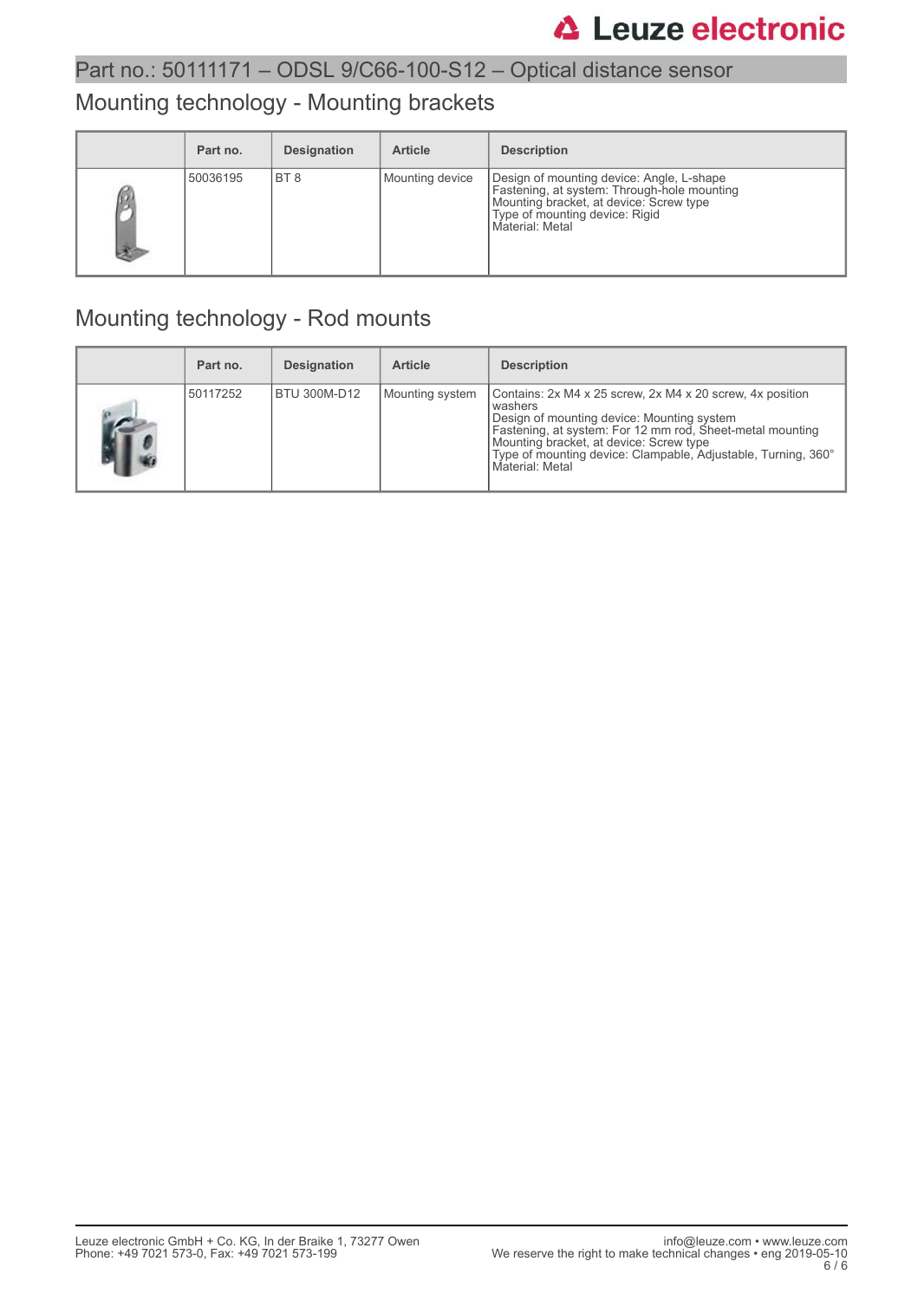## Mounting technology - Mounting brackets

| | Part no. | Designation | Article | Description |
|---|---|---|---|---|
| | 50036195 | BT 8 | Mounting device | Design of mounting device: Angle, L-shape<br>Fastening, at system: Through-hole mounting<br>Mounting bracket, at device: Screw type<br>Type of mounting device: Rigid<br>Material: Metal |

## Mounting technology - Rod mounts

| | Part no. | Designation | Article | Description |
|---|---|---|---|---|
| | 50117252 | BTU 300M-D12 | Mounting system | Contains: 2x M4 x 25 screw, 2x M4 x 20 screw, 4x position washers<br>Design of mounting device: Mounting system<br>Fastening, at system: For 12 mm rod, Sheet-metal mounting<br>Mounting bracket, at device: Screw type<br>Type of mounting device: Clampable, Adjustable, Turning, 360°<br>Material: Metal |